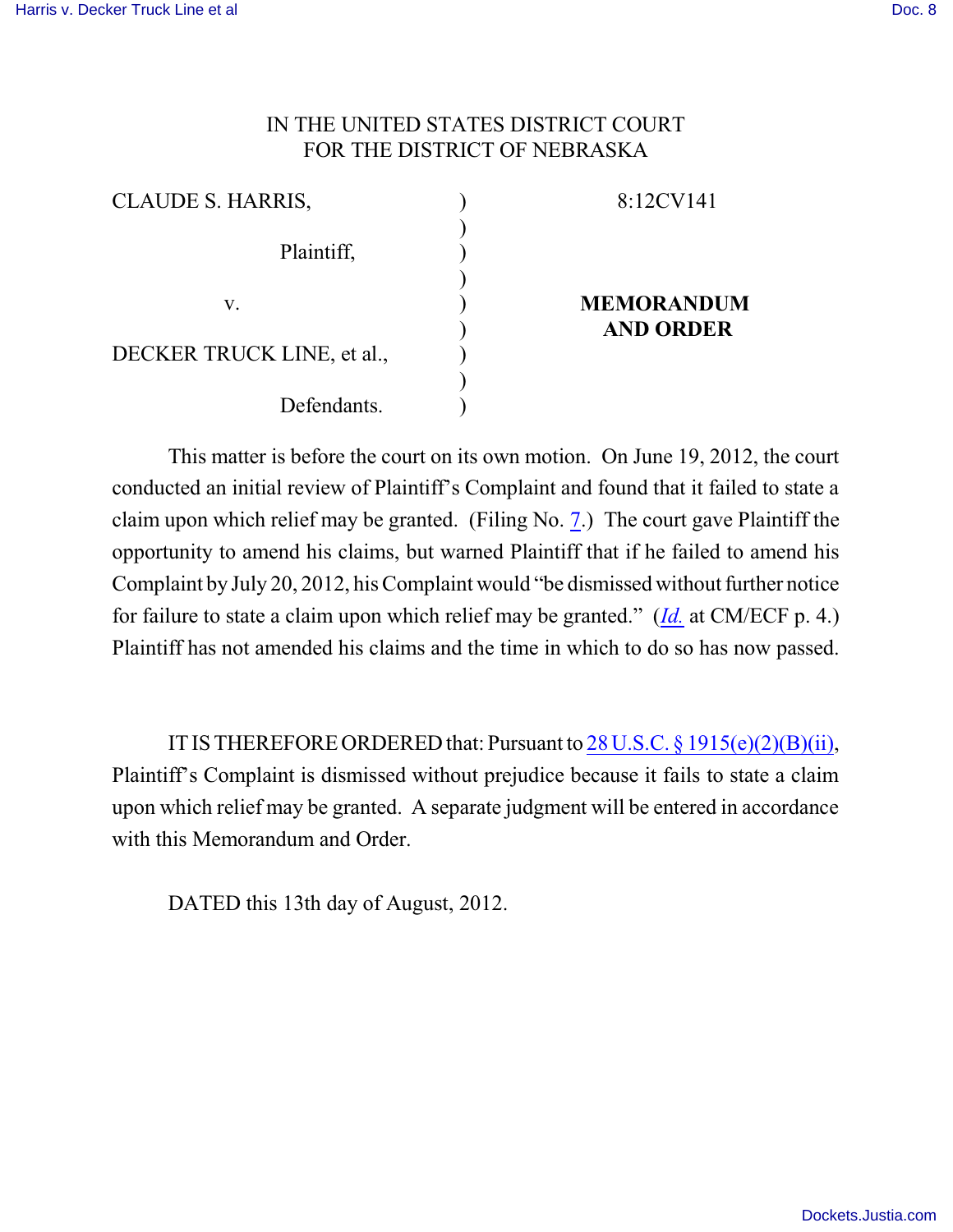IN THE UNITED STATES DISTRICT COURT
FOR THE DISTRICT OF NEBRASKA

| | | |
|---|---|---|
| CLAUDE S. HARRIS, | ) | 8:12CV141 |
| | ) | |
| Plaintiff, | ) | |
| | ) | |
| v. | ) | **MEMORANDUM AND ORDER** |
| | ) | |
| DECKER TRUCK LINE, et al., | ) | |
| | ) | |
| Defendants. | ) | |

This matter is before the court on its own motion. On June 19, 2012, the court conducted an initial review of Plaintiff's Complaint and found that it failed to state a claim upon which relief may be granted. (Filing No. 7.) The court gave Plaintiff the opportunity to amend his claims, but warned Plaintiff that if he failed to amend his Complaint by July 20, 2012, his Complaint would "be dismissed without further notice for failure to state a claim upon which relief may be granted." (*Id.* at CM/ECF p. 4.) Plaintiff has not amended his claims and the time in which to do so has now passed.

IT IS THEREFORE ORDERED that: Pursuant to 28 U.S.C. § 1915(e)(2)(B)(ii), Plaintiff's Complaint is dismissed without prejudice because it fails to state a claim upon which relief may be granted. A separate judgment will be entered in accordance with this Memorandum and Order.

DATED this 13th day of August, 2012.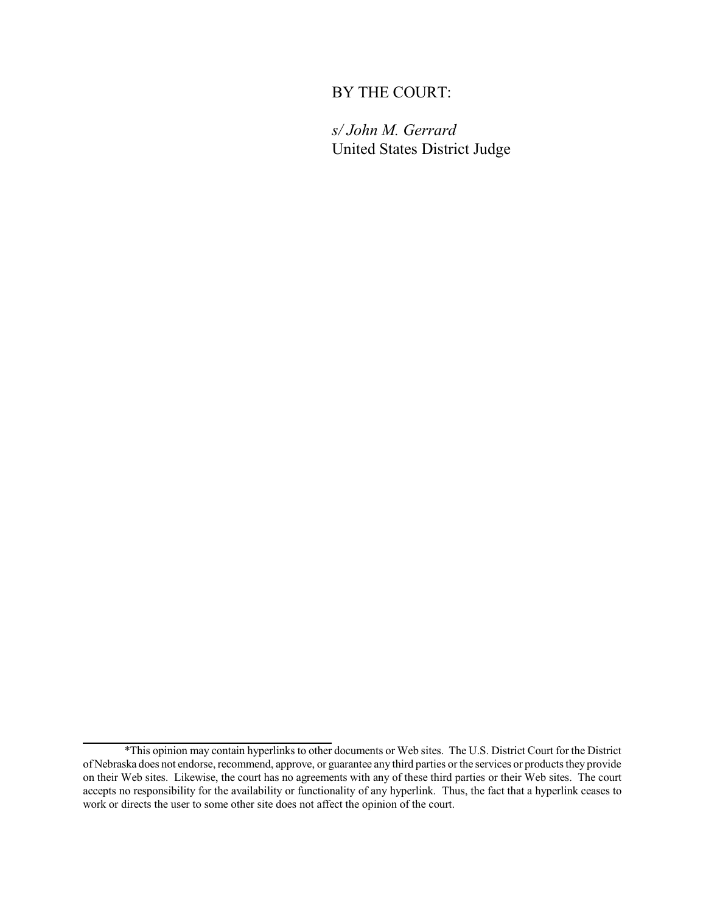BY THE COURT:

*s/ John M. Gerrard*
United States District Judge

---

*This opinion may contain hyperlinks to other documents or Web sites. The U.S. District Court for the District of Nebraska does not endorse, recommend, approve, or guarantee any third parties or the services or products they provide on their Web sites. Likewise, the court has no agreements with any of these third parties or their Web sites. The court accepts no responsibility for the availability or functionality of any hyperlink. Thus, the fact that a hyperlink ceases to work or directs the user to some other site does not affect the opinion of the court.